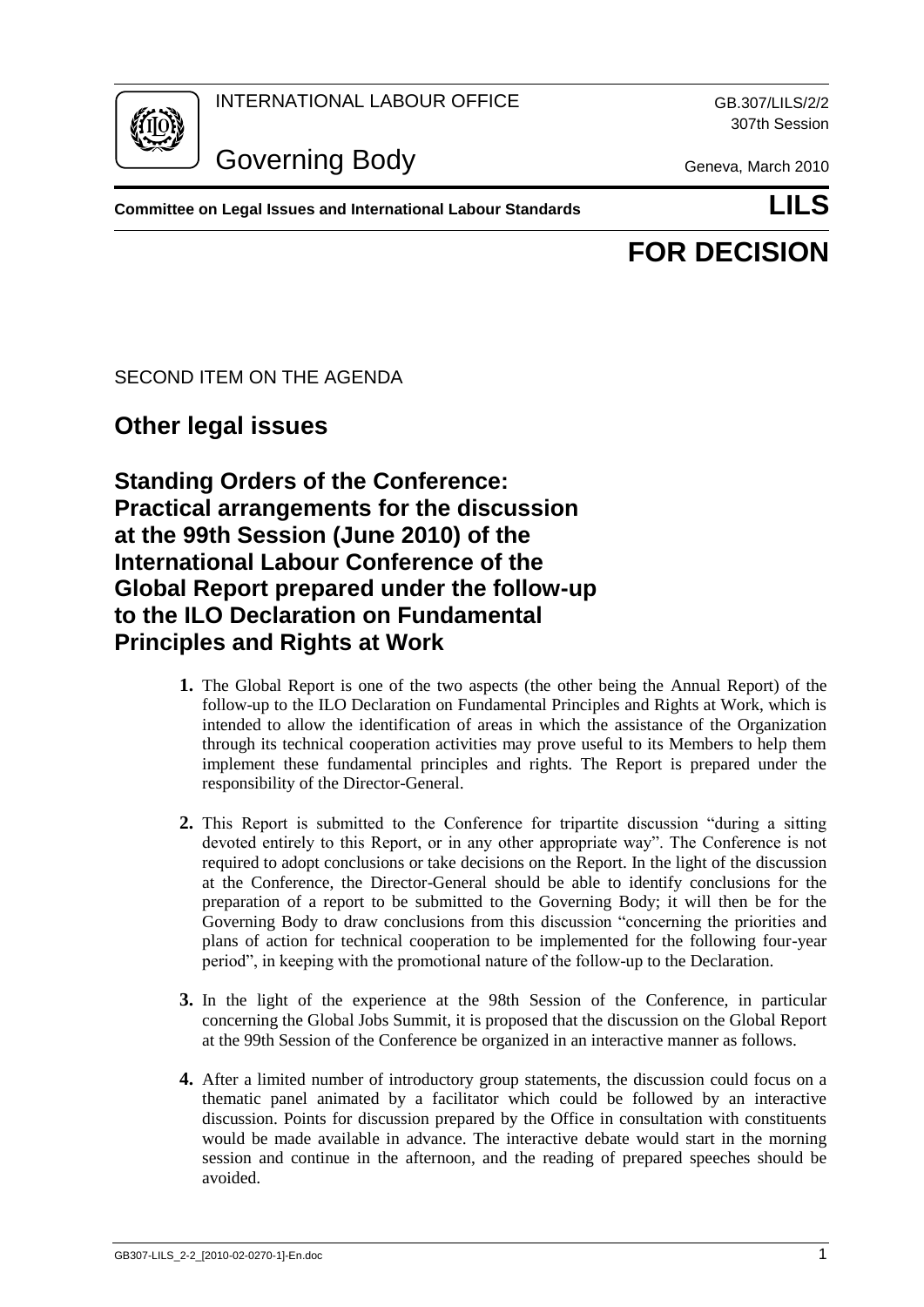INTERNATIONAL LABOUR OFFICE

GB.307/LILS/2/2
307th Session

Governing Body

Geneva, March 2010

**Committee on Legal Issues and International Labour Standards** **LILS**

# FOR DECISION

SECOND ITEM ON THE AGENDA

## Other legal issues

## Standing Orders of the Conference: Practical arrangements for the discussion at the 99th Session (June 2010) of the International Labour Conference of the Global Report prepared under the follow-up to the ILO Declaration on Fundamental Principles and Rights at Work

**1.** The Global Report is one of the two aspects (the other being the Annual Report) of the follow-up to the ILO Declaration on Fundamental Principles and Rights at Work, which is intended to allow the identification of areas in which the assistance of the Organization through its technical cooperation activities may prove useful to its Members to help them implement these fundamental principles and rights. The Report is prepared under the responsibility of the Director-General.

**2.** This Report is submitted to the Conference for tripartite discussion "during a sitting devoted entirely to this Report, or in any other appropriate way". The Conference is not required to adopt conclusions or take decisions on the Report. In the light of the discussion at the Conference, the Director-General should be able to identify conclusions for the preparation of a report to be submitted to the Governing Body; it will then be for the Governing Body to draw conclusions from this discussion "concerning the priorities and plans of action for technical cooperation to be implemented for the following four-year period", in keeping with the promotional nature of the follow-up to the Declaration.

**3.** In the light of the experience at the 98th Session of the Conference, in particular concerning the Global Jobs Summit, it is proposed that the discussion on the Global Report at the 99th Session of the Conference be organized in an interactive manner as follows.

**4.** After a limited number of introductory group statements, the discussion could focus on a thematic panel animated by a facilitator which could be followed by an interactive discussion. Points for discussion prepared by the Office in consultation with constituents would be made available in advance. The interactive debate would start in the morning session and continue in the afternoon, and the reading of prepared speeches should be avoided.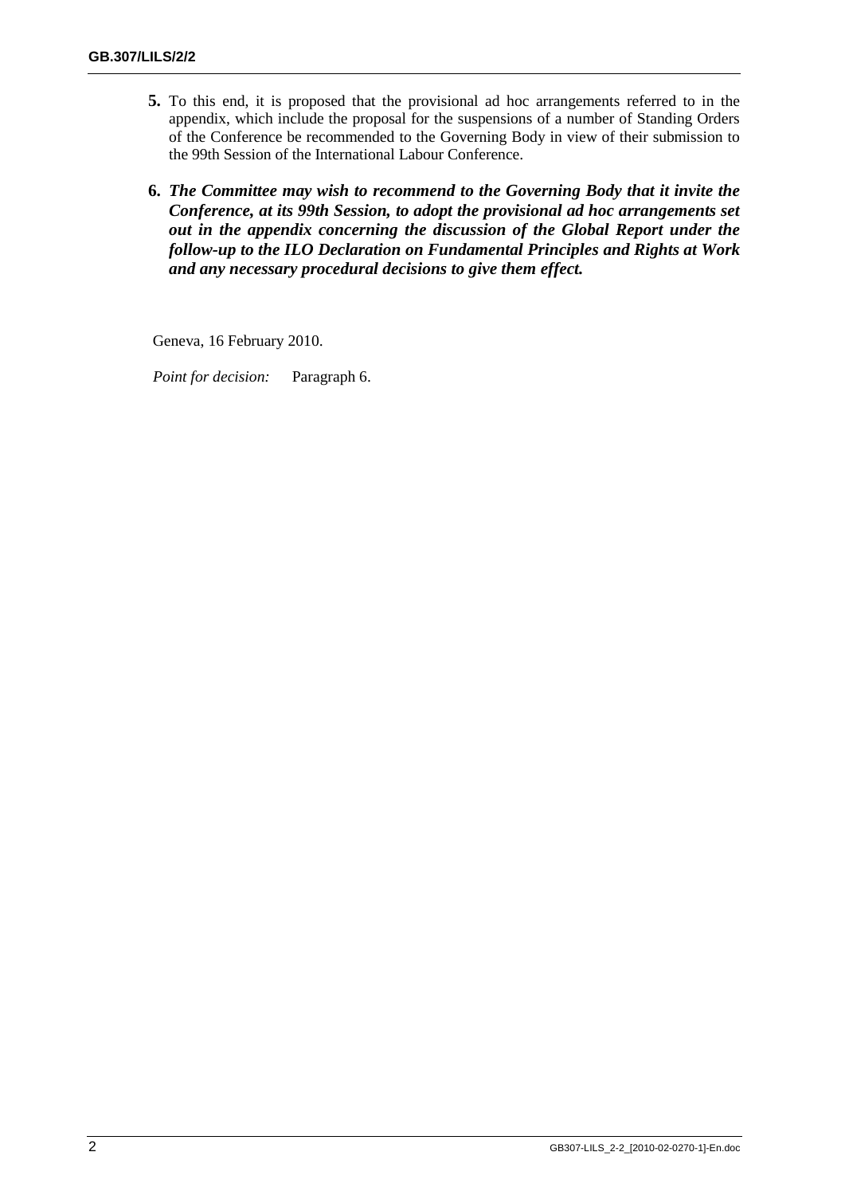**5.** To this end, it is proposed that the provisional ad hoc arrangements referred to in the appendix, which include the proposal for the suspensions of a number of Standing Orders of the Conference be recommended to the Governing Body in view of their submission to the 99th Session of the International Labour Conference.

**6.** ***The Committee may wish to recommend to the Governing Body that it invite the Conference, at its 99th Session, to adopt the provisional ad hoc arrangements set out in the appendix concerning the discussion of the Global Report under the follow-up to the ILO Declaration on Fundamental Principles and Rights at Work and any necessary procedural decisions to give them effect.***

Geneva, 16 February 2010.

*Point for decision:* Paragraph 6.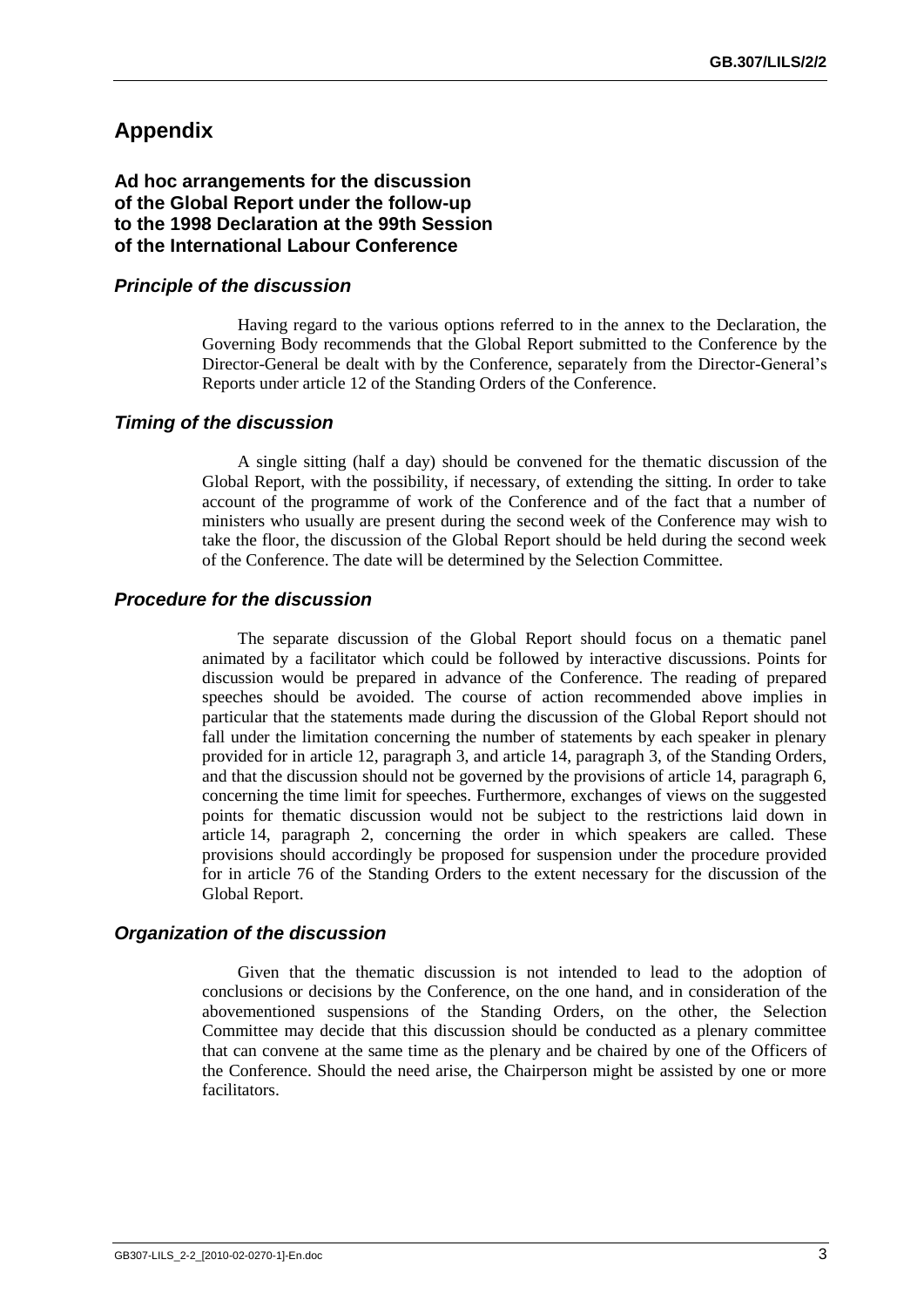# Appendix

## Ad hoc arrangements for the discussion of the Global Report under the follow-up to the 1998 Declaration at the 99th Session of the International Labour Conference

### *Principle of the discussion*

Having regard to the various options referred to in the annex to the Declaration, the Governing Body recommends that the Global Report submitted to the Conference by the Director-General be dealt with by the Conference, separately from the Director-General's Reports under article 12 of the Standing Orders of the Conference.

### *Timing of the discussion*

A single sitting (half a day) should be convened for the thematic discussion of the Global Report, with the possibility, if necessary, of extending the sitting. In order to take account of the programme of work of the Conference and of the fact that a number of ministers who usually are present during the second week of the Conference may wish to take the floor, the discussion of the Global Report should be held during the second week of the Conference. The date will be determined by the Selection Committee.

### *Procedure for the discussion*

The separate discussion of the Global Report should focus on a thematic panel animated by a facilitator which could be followed by interactive discussions. Points for discussion would be prepared in advance of the Conference. The reading of prepared speeches should be avoided. The course of action recommended above implies in particular that the statements made during the discussion of the Global Report should not fall under the limitation concerning the number of statements by each speaker in plenary provided for in article 12, paragraph 3, and article 14, paragraph 3, of the Standing Orders, and that the discussion should not be governed by the provisions of article 14, paragraph 6, concerning the time limit for speeches. Furthermore, exchanges of views on the suggested points for thematic discussion would not be subject to the restrictions laid down in article 14, paragraph 2, concerning the order in which speakers are called. These provisions should accordingly be proposed for suspension under the procedure provided for in article 76 of the Standing Orders to the extent necessary for the discussion of the Global Report.

### *Organization of the discussion*

Given that the thematic discussion is not intended to lead to the adoption of conclusions or decisions by the Conference, on the one hand, and in consideration of the abovementioned suspensions of the Standing Orders, on the other, the Selection Committee may decide that this discussion should be conducted as a plenary committee that can convene at the same time as the plenary and be chaired by one of the Officers of the Conference. Should the need arise, the Chairperson might be assisted by one or more facilitators.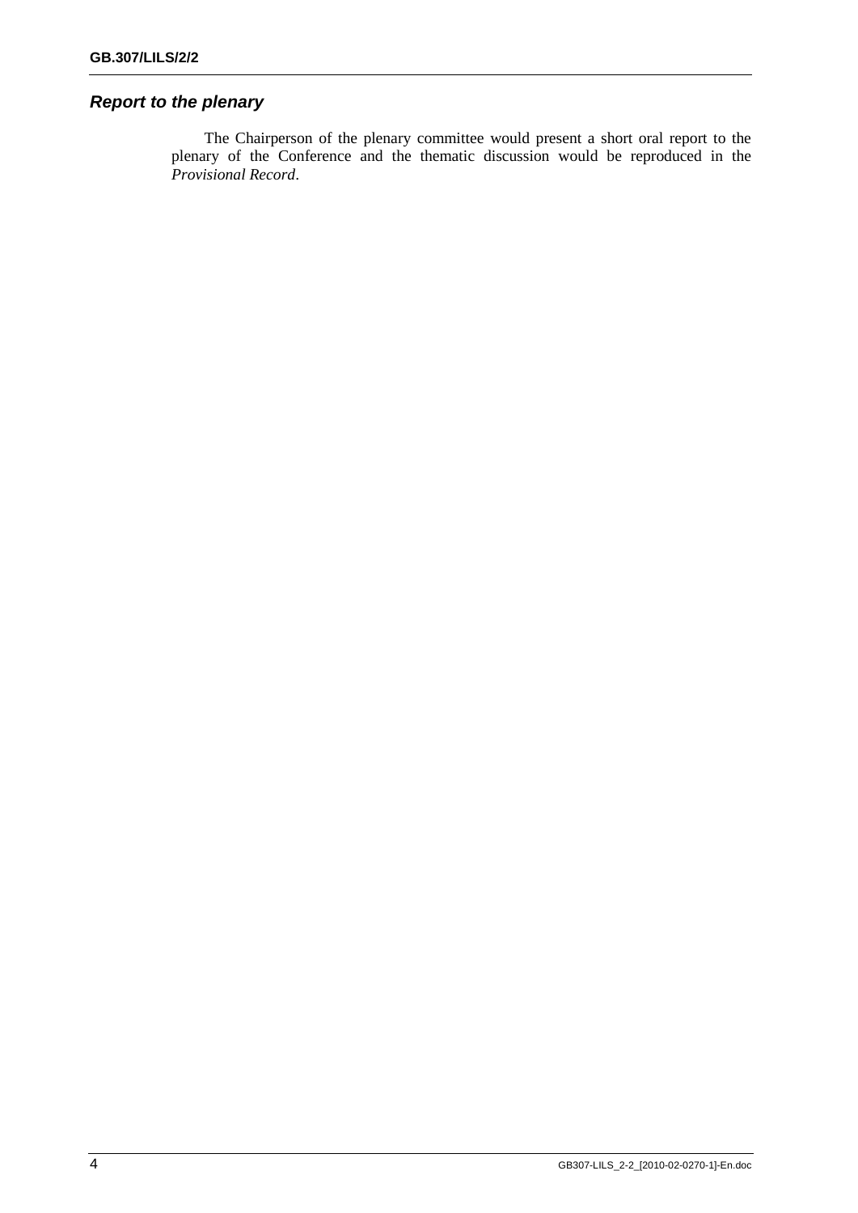## *Report to the plenary*

The Chairperson of the plenary committee would present a short oral report to the plenary of the Conference and the thematic discussion would be reproduced in the *Provisional Record*.